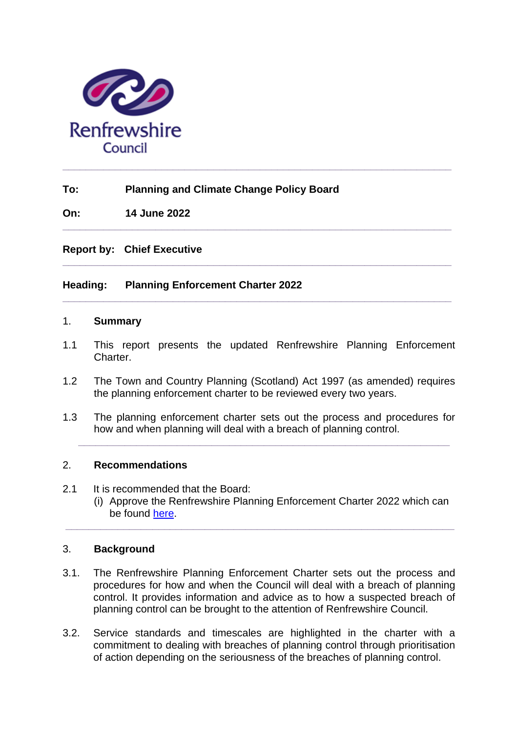Renfrewshire Council

---

**To:** **Planning and Climate Change Policy Board**

**On:** **14 June 2022**

---

**Report by:** **Chief Executive**

---

**Heading:** **Planning Enforcement Charter 2022**

---

## 1. Summary

1.1 This report presents the updated Renfrewshire Planning Enforcement Charter.

1.2 The Town and Country Planning (Scotland) Act 1997 (as amended) requires the planning enforcement charter to be reviewed every two years.

1.3 The planning enforcement charter sets out the process and procedures for how and when planning will deal with a breach of planning control.

---

## 2. Recommendations

2.1 It is recommended that the Board:

(i) Approve the Renfrewshire Planning Enforcement Charter 2022 which can be found here.

---

## 3. Background

3.1. The Renfrewshire Planning Enforcement Charter sets out the process and procedures for how and when the Council will deal with a breach of planning control. It provides information and advice as to how a suspected breach of planning control can be brought to the attention of Renfrewshire Council.

3.2. Service standards and timescales are highlighted in the charter with a commitment to dealing with breaches of planning control through prioritisation of action depending on the seriousness of the breaches of planning control.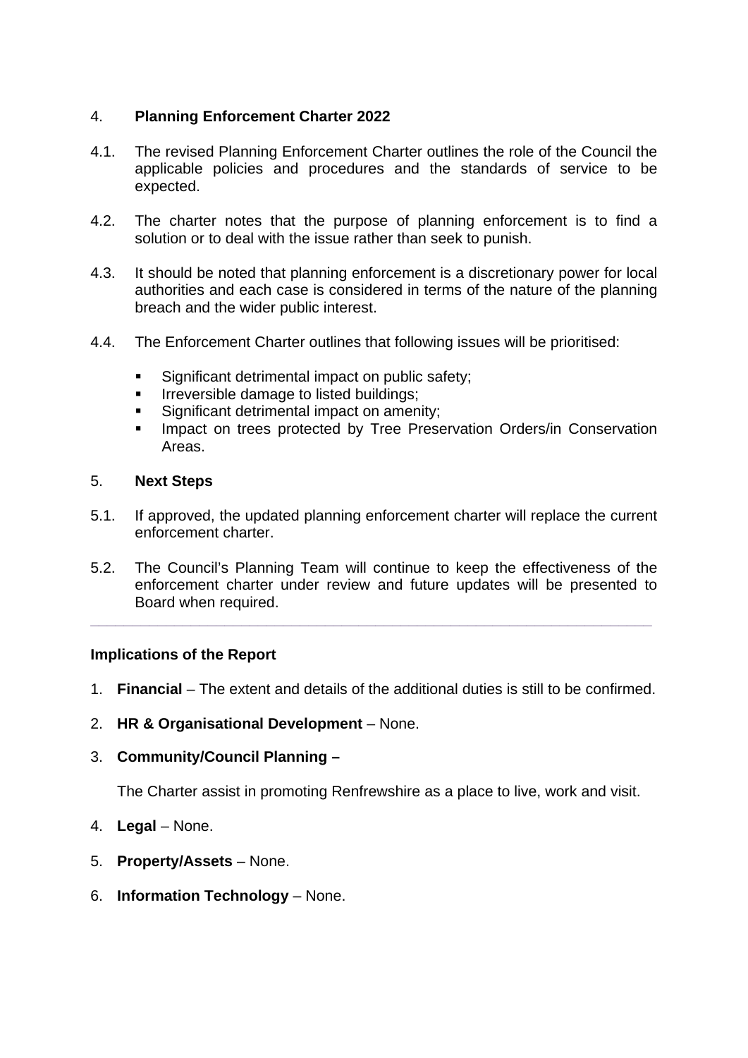## 4. Planning Enforcement Charter 2022

4.1. The revised Planning Enforcement Charter outlines the role of the Council the applicable policies and procedures and the standards of service to be expected.

4.2. The charter notes that the purpose of planning enforcement is to find a solution or to deal with the issue rather than seek to punish.

4.3. It should be noted that planning enforcement is a discretionary power for local authorities and each case is considered in terms of the nature of the planning breach and the wider public interest.

4.4. The Enforcement Charter outlines that following issues will be prioritised:

- Significant detrimental impact on public safety;
- Irreversible damage to listed buildings;
- Significant detrimental impact on amenity;
- Impact on trees protected by Tree Preservation Orders/in Conservation Areas.

## 5. Next Steps

5.1. If approved, the updated planning enforcement charter will replace the current enforcement charter.

5.2. The Council's Planning Team will continue to keep the effectiveness of the enforcement charter under review and future updates will be presented to Board when required.

---

**Implications of the Report**

1. **Financial** – The extent and details of the additional duties is still to be confirmed.

2. **HR & Organisational Development** – None.

3. **Community/Council Planning –**

   The Charter assist in promoting Renfrewshire as a place to live, work and visit.

4. **Legal** – None.

5. **Property/Assets** – None.

6. **Information Technology** – None.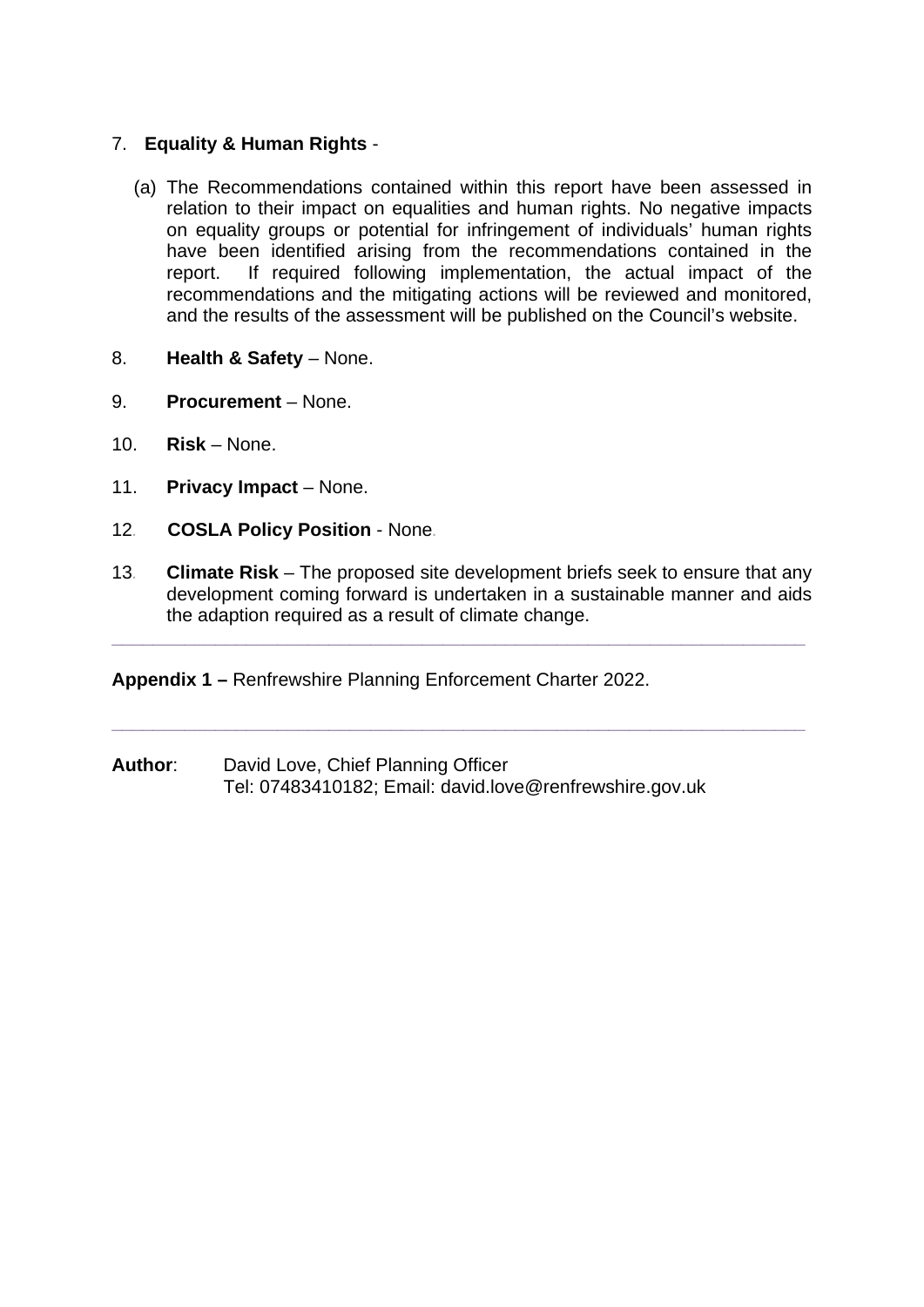7. **Equality & Human Rights** -

   (a) The Recommendations contained within this report have been assessed in relation to their impact on equalities and human rights. No negative impacts on equality groups or potential for infringement of individuals' human rights have been identified arising from the recommendations contained in the report. If required following implementation, the actual impact of the recommendations and the mitigating actions will be reviewed and monitored, and the results of the assessment will be published on the Council's website.

8. **Health & Safety** – None.

9. **Procurement** – None.

10. **Risk** – None.

11. **Privacy Impact** – None.

12. **COSLA Policy Position** - None.

13. **Climate Risk** – The proposed site development briefs seek to ensure that any development coming forward is undertaken in a sustainable manner and aids the adaption required as a result of climate change.

---

**Appendix 1 –** Renfrewshire Planning Enforcement Charter 2022.

---

**Author**: David Love, Chief Planning Officer
Tel: 07483410182; Email: david.love@renfrewshire.gov.uk